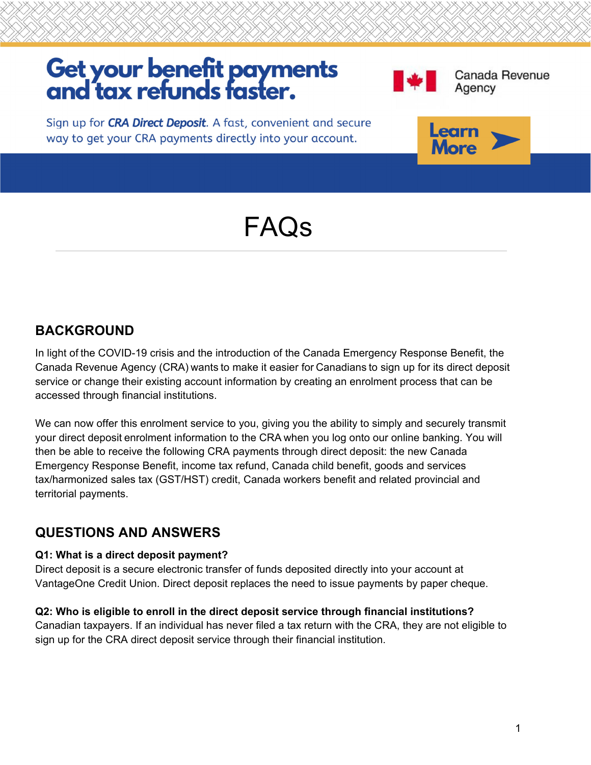# Get your benefit payments and tax refunds faster.

Canada Revenue Agency

Sign up for ***CRA Direct Deposit***. A fast, convenient and secure way to get your CRA payments directly into your account.

Learn More

# FAQs

## BACKGROUND

In light of the COVID-19 crisis and the introduction of the Canada Emergency Response Benefit, the Canada Revenue Agency (CRA) wants to make it easier for Canadians to sign up for its direct deposit service or change their existing account information by creating an enrolment process that can be accessed through financial institutions.

We can now offer this enrolment service to you, giving you the ability to simply and securely transmit your direct deposit enrolment information to the CRA when you log onto our online banking. You will then be able to receive the following CRA payments through direct deposit: the new Canada Emergency Response Benefit, income tax refund, Canada child benefit, goods and services tax/harmonized sales tax (GST/HST) credit, Canada workers benefit and related provincial and territorial payments.

## QUESTIONS AND ANSWERS

**Q1: What is a direct deposit payment?**
Direct deposit is a secure electronic transfer of funds deposited directly into your account at VantageOne Credit Union. Direct deposit replaces the need to issue payments by paper cheque.

**Q2: Who is eligible to enroll in the direct deposit service through financial institutions?**
Canadian taxpayers. If an individual has never filed a tax return with the CRA, they are not eligible to sign up for the CRA direct deposit service through their financial institution.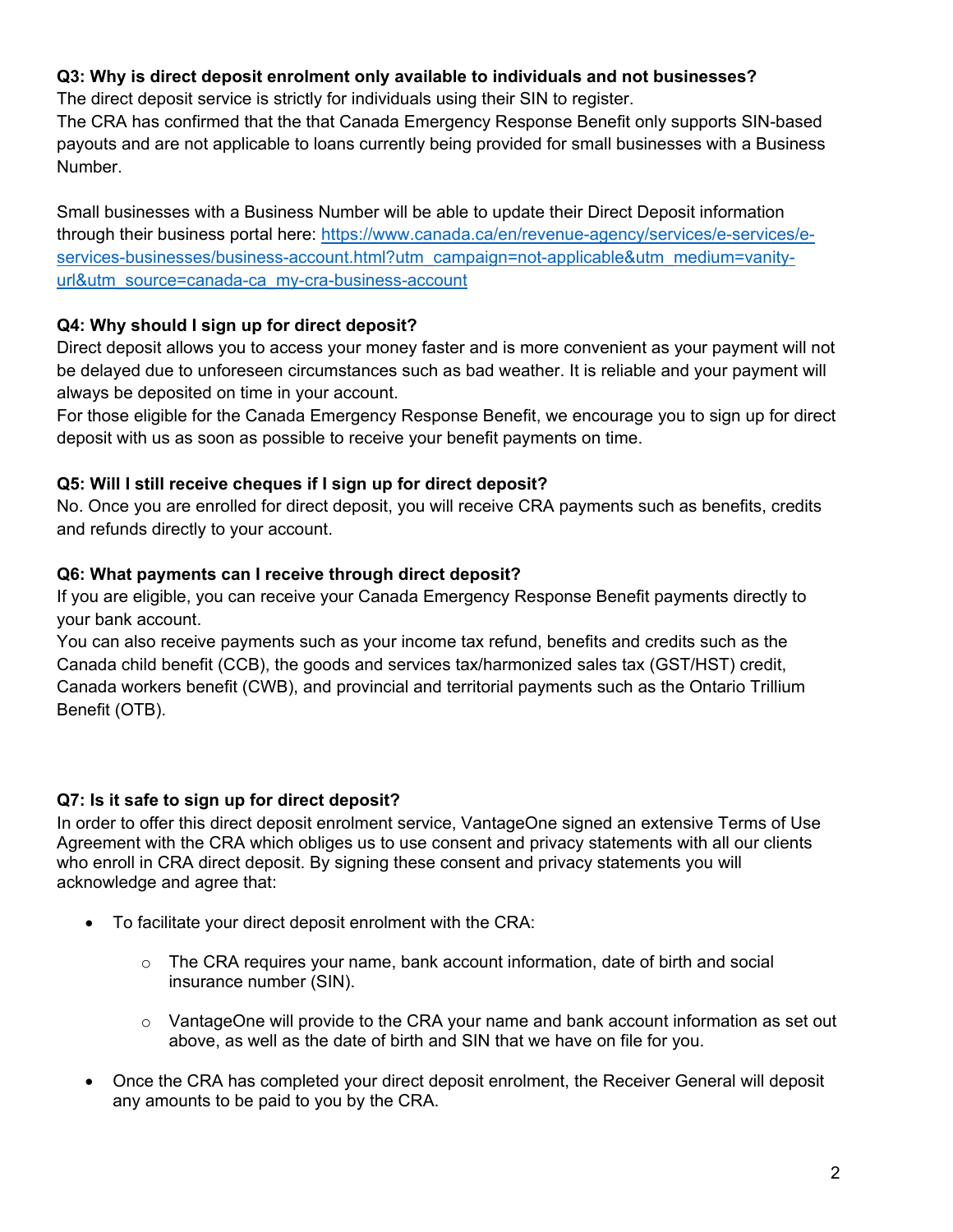**Q3: Why is direct deposit enrolment only available to individuals and not businesses?**

The direct deposit service is strictly for individuals using their SIN to register.
The CRA has confirmed that the that Canada Emergency Response Benefit only supports SIN-based payouts and are not applicable to loans currently being provided for small businesses with a Business Number.

Small businesses with a Business Number will be able to update their Direct Deposit information through their business portal here: [https://www.canada.ca/en/revenue-agency/services/e-services/e-services-businesses/business-account.html?utm_campaign=not-applicable&utm_medium=vanity-url&utm_source=canada-ca_my-cra-business-account](https://www.canada.ca/en/revenue-agency/services/e-services/e-services-businesses/business-account.html?utm_campaign=not-applicable&utm_medium=vanity-url&utm_source=canada-ca_my-cra-business-account)

**Q4: Why should I sign up for direct deposit?**

Direct deposit allows you to access your money faster and is more convenient as your payment will not be delayed due to unforeseen circumstances such as bad weather. It is reliable and your payment will always be deposited on time in your account.
For those eligible for the Canada Emergency Response Benefit, we encourage you to sign up for direct deposit with us as soon as possible to receive your benefit payments on time.

**Q5: Will I still receive cheques if I sign up for direct deposit?**

No. Once you are enrolled for direct deposit, you will receive CRA payments such as benefits, credits and refunds directly to your account.

**Q6: What payments can I receive through direct deposit?**

If you are eligible, you can receive your Canada Emergency Response Benefit payments directly to your bank account.
You can also receive payments such as your income tax refund, benefits and credits such as the Canada child benefit (CCB), the goods and services tax/harmonized sales tax (GST/HST) credit, Canada workers benefit (CWB), and provincial and territorial payments such as the Ontario Trillium Benefit (OTB).

**Q7: Is it safe to sign up for direct deposit?**

In order to offer this direct deposit enrolment service, VantageOne signed an extensive Terms of Use Agreement with the CRA which obliges us to use consent and privacy statements with all our clients who enroll in CRA direct deposit. By signing these consent and privacy statements you will acknowledge and agree that:

- To facilitate your direct deposit enrolment with the CRA:
  - The CRA requires your name, bank account information, date of birth and social insurance number (SIN).
  - VantageOne will provide to the CRA your name and bank account information as set out above, as well as the date of birth and SIN that we have on file for you.
- Once the CRA has completed your direct deposit enrolment, the Receiver General will deposit any amounts to be paid to you by the CRA.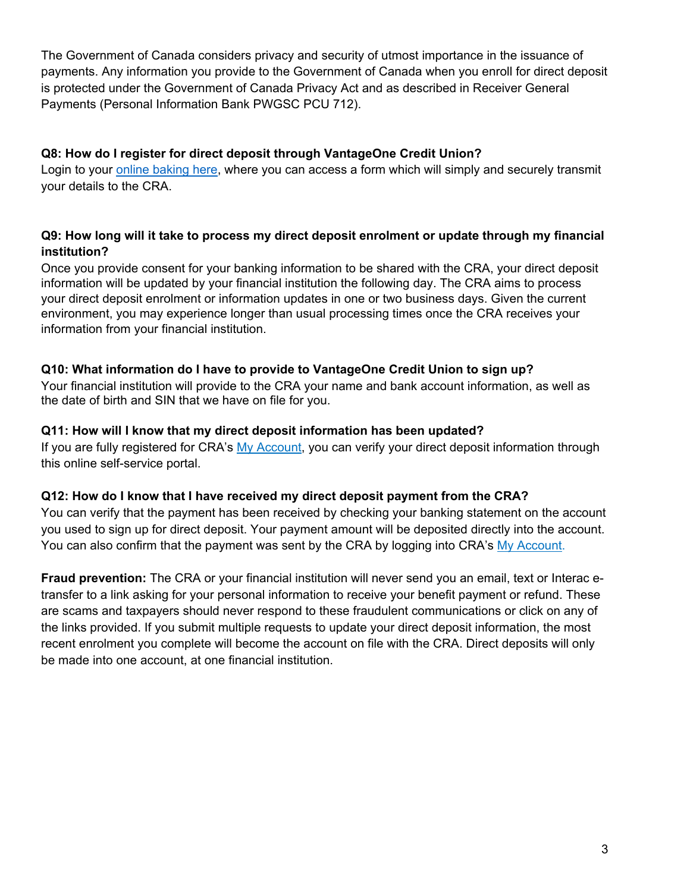The Government of Canada considers privacy and security of utmost importance in the issuance of payments. Any information you provide to the Government of Canada when you enroll for direct deposit is protected under the Government of Canada Privacy Act and as described in Receiver General Payments (Personal Information Bank PWGSC PCU 712).

**Q8: How do I register for direct deposit through VantageOne Credit Union?**
Login to your online baking here, where you can access a form which will simply and securely transmit your details to the CRA.

**Q9: How long will it take to process my direct deposit enrolment or update through my financial institution?**
Once you provide consent for your banking information to be shared with the CRA, your direct deposit information will be updated by your financial institution the following day. The CRA aims to process your direct deposit enrolment or information updates in one or two business days. Given the current environment, you may experience longer than usual processing times once the CRA receives your information from your financial institution.

**Q10: What information do I have to provide to VantageOne Credit Union to sign up?**
Your financial institution will provide to the CRA your name and bank account information, as well as the date of birth and SIN that we have on file for you.

**Q11: How will I know that my direct deposit information has been updated?**
If you are fully registered for CRA's My Account, you can verify your direct deposit information through this online self-service portal.

**Q12: How do I know that I have received my direct deposit payment from the CRA?**
You can verify that the payment has been received by checking your banking statement on the account you used to sign up for direct deposit. Your payment amount will be deposited directly into the account. You can also confirm that the payment was sent by the CRA by logging into CRA's My Account.

**Fraud prevention:** The CRA or your financial institution will never send you an email, text or Interac e-transfer to a link asking for your personal information to receive your benefit payment or refund. These are scams and taxpayers should never respond to these fraudulent communications or click on any of the links provided. If you submit multiple requests to update your direct deposit information, the most recent enrolment you complete will become the account on file with the CRA. Direct deposits will only be made into one account, at one financial institution.